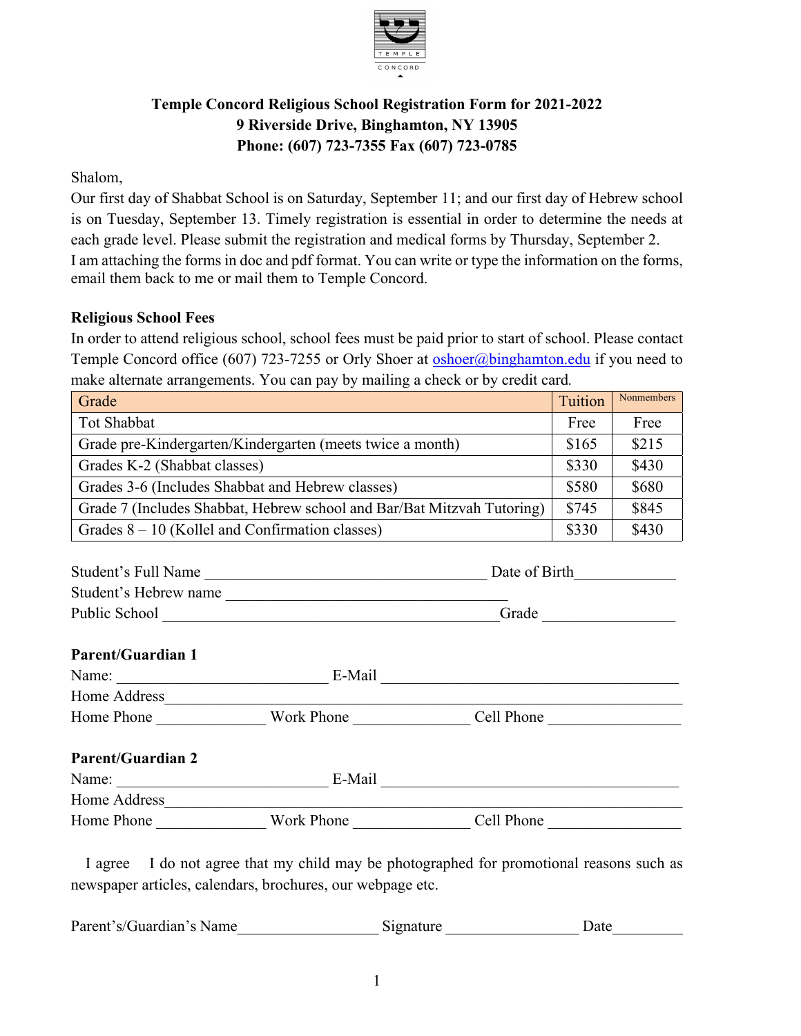TEMPLE CONCORD

# Temple Concord Religious School Registration Form for 2021-2022
**9 Riverside Drive, Binghamton, NY 13905**
**Phone: (607) 723-7355 Fax (607) 723-0785**

Shalom,

Our first day of Shabbat School is on Saturday, September 11; and our first day of Hebrew school is on Tuesday, September 13. Timely registration is essential in order to determine the needs at each grade level. Please submit the registration and medical forms by Thursday, September 2.

I am attaching the forms in doc and pdf format. You can write or type the information on the forms, email them back to me or mail them to Temple Concord.

**Religious School Fees**

In order to attend religious school, school fees must be paid prior to start of school. Please contact Temple Concord office (607) 723-7255 or Orly Shoer at oshoer@binghamton.edu if you need to make alternate arrangements. You can pay by mailing a check or by credit card.

| Grade | Tuition | Nonmembers |
|---|---|---|
| Tot Shabbat | Free | Free |
| Grade pre-Kindergarten/Kindergarten (meets twice a month) | $165 | $215 |
| Grades K-2 (Shabbat classes) | $330 | $430 |
| Grades 3-6 (Includes Shabbat and Hebrew classes) | $580 | $680 |
| Grade 7 (Includes Shabbat, Hebrew school and Bar/Bat Mitzvah Tutoring) | $745 | $845 |
| Grades 8 – 10 (Kollel and Confirmation classes) | $330 | $430 |

Student's Full Name ___________________________________ Date of Birth_____________

Student's Hebrew name ____________________________________

Public School ____________________________________________Grade ________________

**Parent/Guardian 1**

Name: ___________________________ E-Mail ______________________________________

Home Address_______________________________________________________________

Home Phone ______________ Work Phone _______________ Cell Phone _________________

**Parent/Guardian 2**

Name: ___________________________ E-Mail ______________________________________

Home Address_______________________________________________________________

Home Phone ______________ Work Phone _______________ Cell Phone _________________

I agree   I do not agree that my child may be photographed for promotional reasons such as newspaper articles, calendars, brochures, our webpage etc.

Parent's/Guardian's Name__________________ Signature _________________ Date_________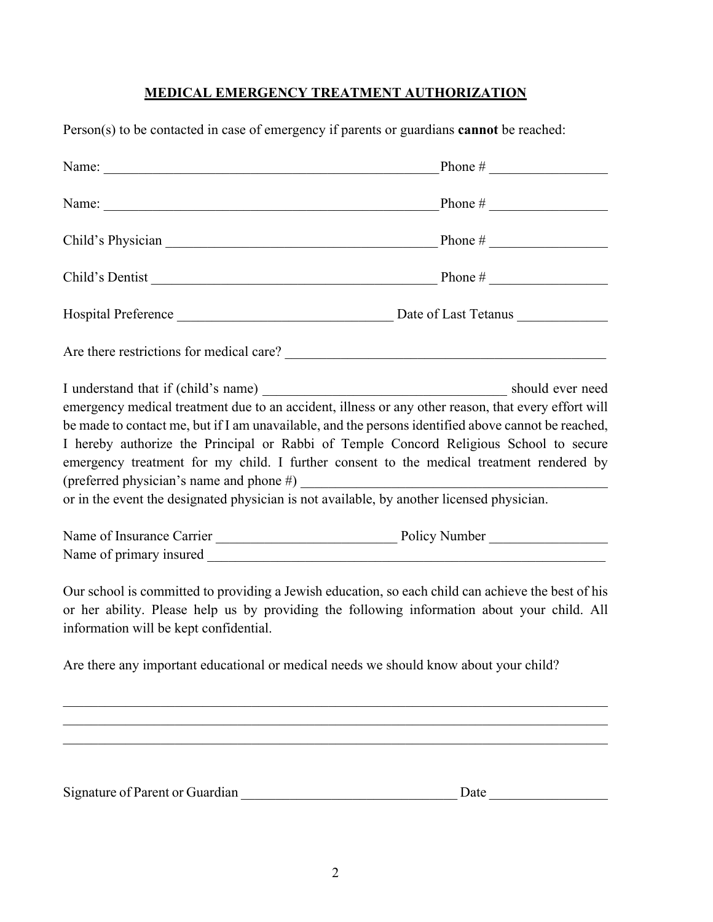# **MEDICAL EMERGENCY TREATMENT AUTHORIZATION**

Person(s) to be contacted in case of emergency if parents or guardians **cannot** be reached:

Name: ______________________________________________ Phone # _______________

Name: ______________________________________________ Phone # _______________

Child's Physician ______________________________________ Phone # _______________

Child's Dentist ________________________________________ Phone # _______________

Hospital Preference _____________________________ Date of Last Tetanus ____________

Are there restrictions for medical care? ____________________________________________

I understand that if (child's name) _________________________________ should ever need emergency medical treatment due to an accident, illness or any other reason, that every effort will be made to contact me, but if I am unavailable, and the persons identified above cannot be reached, I hereby authorize the Principal or Rabbi of Temple Concord Religious School to secure emergency treatment for my child. I further consent to the medical treatment rendered by (preferred physician's name and phone #) __________________________________________ or in the event the designated physician is not available, by another licensed physician.

Name of Insurance Carrier _________________________ Policy Number _______________
Name of primary insured ________________________________________________________

Our school is committed to providing a Jewish education, so each child can achieve the best of his or her ability. Please help us by providing the following information about your child. All information will be kept confidential.

Are there any important educational or medical needs we should know about your child?

______________________________________________________________________________
______________________________________________________________________________
______________________________________________________________________________

Signature of Parent or Guardian _____________________________ Date _______________